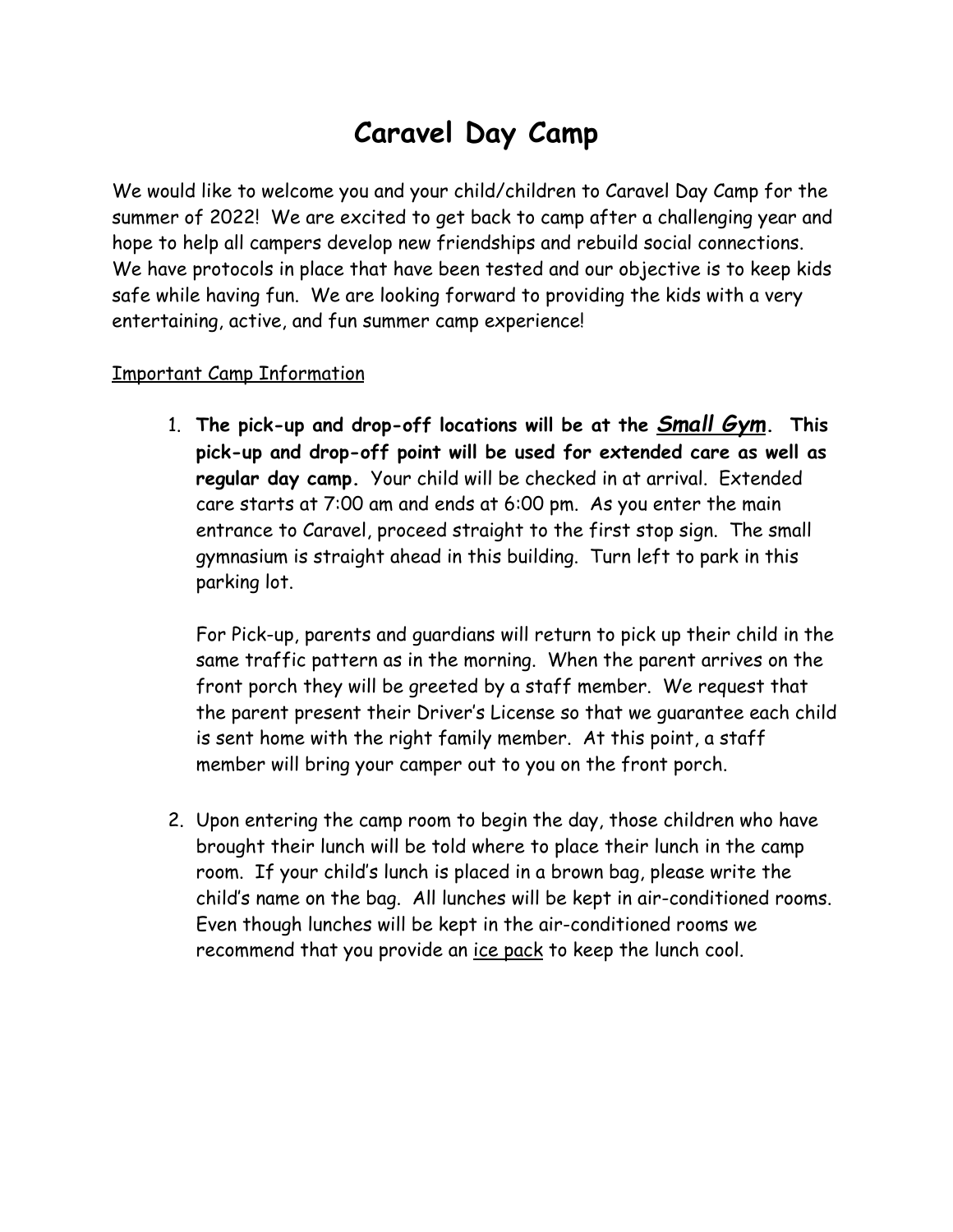# Caravel Day Camp

We would like to welcome you and your child/children to Caravel Day Camp for the summer of 2022! We are excited to get back to camp after a challenging year and hope to help all campers develop new friendships and rebuild social connections. We have protocols in place that have been tested and our objective is to keep kids safe while having fun. We are looking forward to providing the kids with a very entertaining, active, and fun summer camp experience!

<u>Important Camp Information</u>

1. **The pick-up and drop-off locations will be at the *<u>Small Gym</u>*. This pick-up and drop-off point will be used for extended care as well as regular day camp.** Your child will be checked in at arrival. Extended care starts at 7:00 am and ends at 6:00 pm. As you enter the main entrance to Caravel, proceed straight to the first stop sign. The small gymnasium is straight ahead in this building. Turn left to park in this parking lot.

   For Pick-up, parents and guardians will return to pick up their child in the same traffic pattern as in the morning. When the parent arrives on the front porch they will be greeted by a staff member. We request that the parent present their Driver's License so that we guarantee each child is sent home with the right family member. At this point, a staff member will bring your camper out to you on the front porch.

2. Upon entering the camp room to begin the day, those children who have brought their lunch will be told where to place their lunch in the camp room. If your child's lunch is placed in a brown bag, please write the child's name on the bag. All lunches will be kept in air-conditioned rooms. Even though lunches will be kept in the air-conditioned rooms we recommend that you provide an <u>ice pack</u> to keep the lunch cool.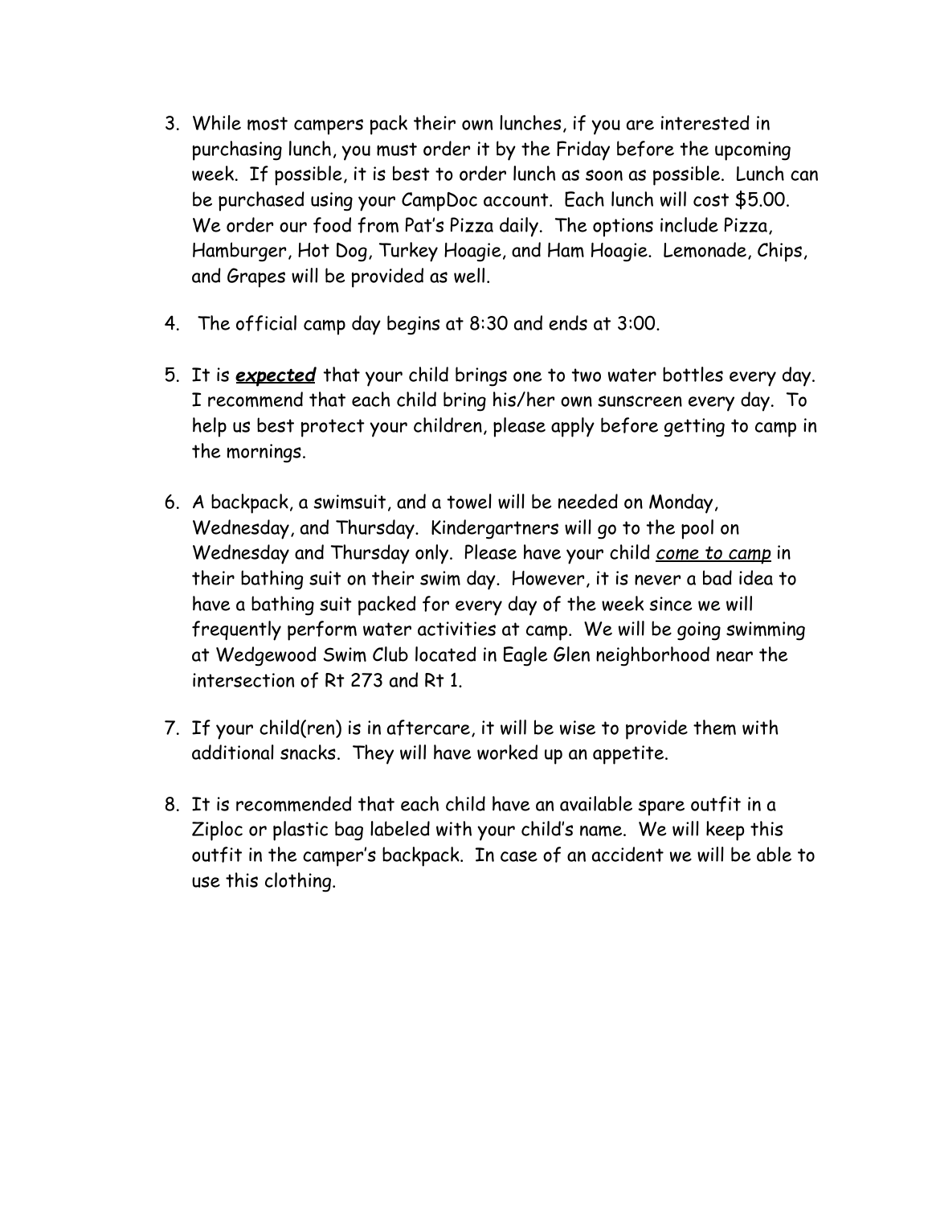3. While most campers pack their own lunches, if you are interested in purchasing lunch, you must order it by the Friday before the upcoming week. If possible, it is best to order lunch as soon as possible. Lunch can be purchased using your CampDoc account. Each lunch will cost $5.00. We order our food from Pat's Pizza daily. The options include Pizza, Hamburger, Hot Dog, Turkey Hoagie, and Ham Hoagie. Lemonade, Chips, and Grapes will be provided as well.

4. The official camp day begins at 8:30 and ends at 3:00.

5. It is ***<u>expected</u>*** that your child brings one to two water bottles every day. I recommend that each child bring his/her own sunscreen every day. To help us best protect your children, please apply before getting to camp in the mornings.

6. A backpack, a swimsuit, and a towel will be needed on Monday, Wednesday, and Thursday. Kindergartners will go to the pool on Wednesday and Thursday only. Please have your child *<u>come to camp</u>* in their bathing suit on their swim day. However, it is never a bad idea to have a bathing suit packed for every day of the week since we will frequently perform water activities at camp. We will be going swimming at Wedgewood Swim Club located in Eagle Glen neighborhood near the intersection of Rt 273 and Rt 1.

7. If your child(ren) is in aftercare, it will be wise to provide them with additional snacks. They will have worked up an appetite.

8. It is recommended that each child have an available spare outfit in a Ziploc or plastic bag labeled with your child's name. We will keep this outfit in the camper's backpack. In case of an accident we will be able to use this clothing.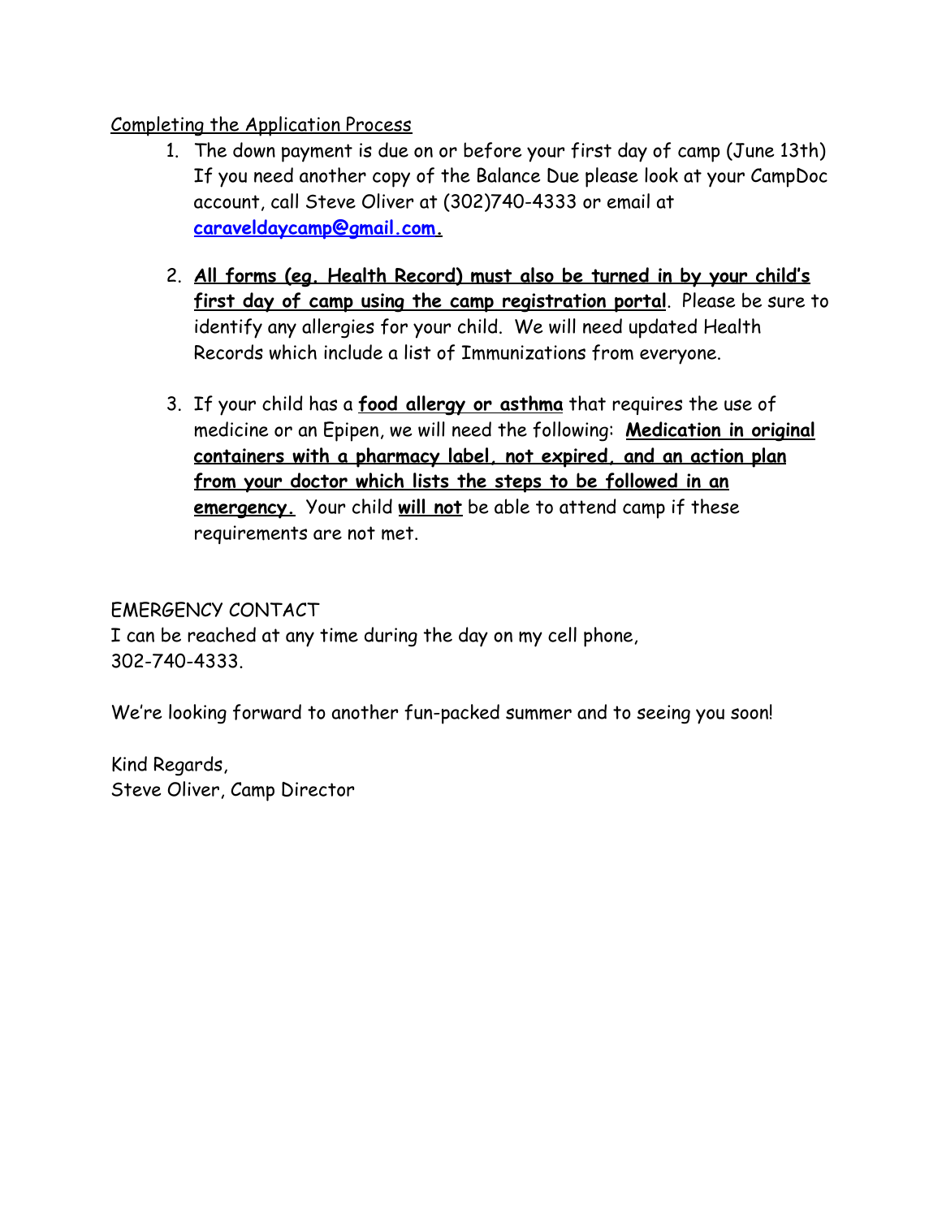Completing the Application Process

1. The down payment is due on or before your first day of camp (June 13th) If you need another copy of the Balance Due please look at your CampDoc account, call Steve Oliver at (302)740-4333 or email at **caraveldaycamp@gmail.com**.

2. **All forms (eg. Health Record) must also be turned in by your child's first day of camp using the camp registration portal**. Please be sure to identify any allergies for your child. We will need updated Health Records which include a list of Immunizations from everyone.

3. If your child has a **food allergy or asthma** that requires the use of medicine or an Epipen, we will need the following: **Medication in original containers with a pharmacy label, not expired, and an action plan from your doctor which lists the steps to be followed in an emergency.** Your child **will not** be able to attend camp if these requirements are not met.

EMERGENCY CONTACT
I can be reached at any time during the day on my cell phone, 302-740-4333.

We're looking forward to another fun-packed summer and to seeing you soon!

Kind Regards,
Steve Oliver, Camp Director